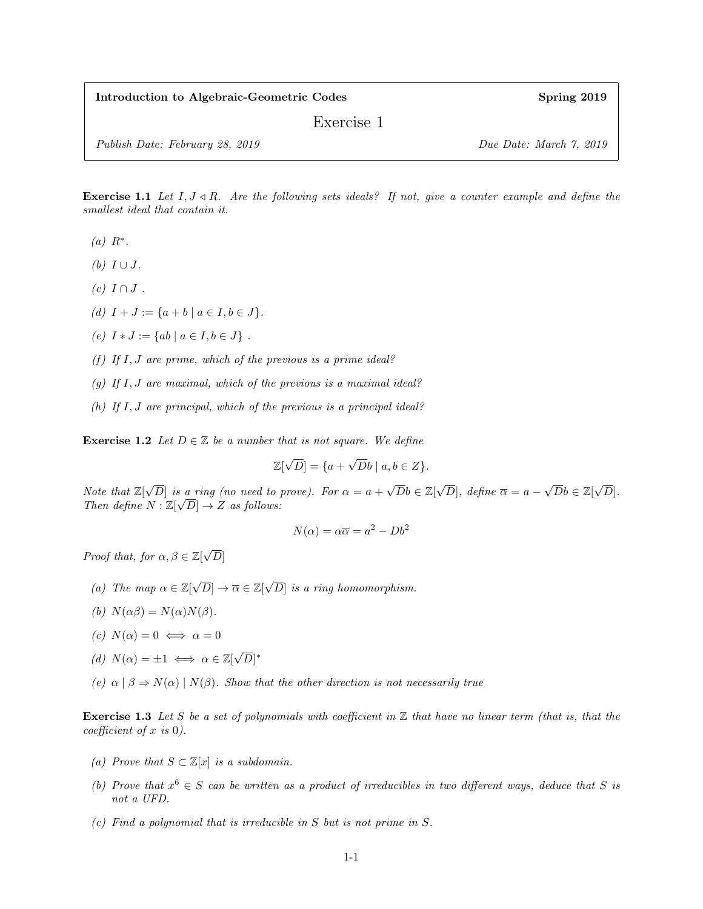**Introduction to Algebraic-Geometric Codes** **Spring 2019**

# Exercise 1

*Publish Date: February 28, 2019* *Due Date: March 7, 2019*

**Exercise 1.1** *Let $I, J \triangleleft R$. Are the following sets ideals? If not, give a counter example and define the smallest ideal that contain it.*

- *(a)* $R^*$.
- *(b)* $I \cup J$.
- *(c)* $I \cap J$ .
- *(d)* $I + J := \{a + b \mid a \in I, b \in J\}$.
- *(e)* $I * J := \{ab \mid a \in I, b \in J\}$ .
- *(f) If $I, J$ are prime, which of the previous is a prime ideal?*
- *(g) If $I, J$ are maximal, which of the previous is a maximal ideal?*
- *(h) If $I, J$ are principal, which of the previous is a principal ideal?*

**Exercise 1.2** *Let $D \in \mathbb{Z}$ be a number that is not square. We define*

$$\mathbb{Z}[\sqrt{D}] = \{a + \sqrt{D}b \mid a, b \in Z\}.$$

*Note that $\mathbb{Z}[\sqrt{D}]$ is a ring (no need to prove). For $\alpha = a + \sqrt{D}b \in \mathbb{Z}[\sqrt{D}]$, define $\overline{\alpha} = a - \sqrt{D}b \in \mathbb{Z}[\sqrt{D}]$. Then define $N : \mathbb{Z}[\sqrt{D}] \to Z$ as follows:*

$$N(\alpha) = \alpha\overline{\alpha} = a^2 - Db^2$$

*Proof that, for $\alpha, \beta \in \mathbb{Z}[\sqrt{D}]$*

- *(a) The map $\alpha \in \mathbb{Z}[\sqrt{D}] \to \overline{\alpha} \in \mathbb{Z}[\sqrt{D}]$ is a ring homomorphism.*
- *(b)* $N(\alpha\beta) = N(\alpha)N(\beta)$.
- *(c)* $N(\alpha) = 0 \iff \alpha = 0$
- *(d)* $N(\alpha) = \pm 1 \iff \alpha \in \mathbb{Z}[\sqrt{D}]^*$
- *(e) $\alpha \mid \beta \Rightarrow N(\alpha) \mid N(\beta)$. Show that the other direction is not necessarily true*

**Exercise 1.3** *Let $S$ be a set of polynomials with coefficient in $\mathbb{Z}$ that have no linear term (that is, that the coefficient of $x$ is $0$).*

- *(a) Prove that $S \subset \mathbb{Z}[x]$ is a subdomain.*
- *(b) Prove that $x^6 \in S$ can be written as a product of irreducibles in two different ways, deduce that $S$ is not a UFD.*
- *(c) Find a polynomial that is irreducible in $S$ but is not prime in $S$.*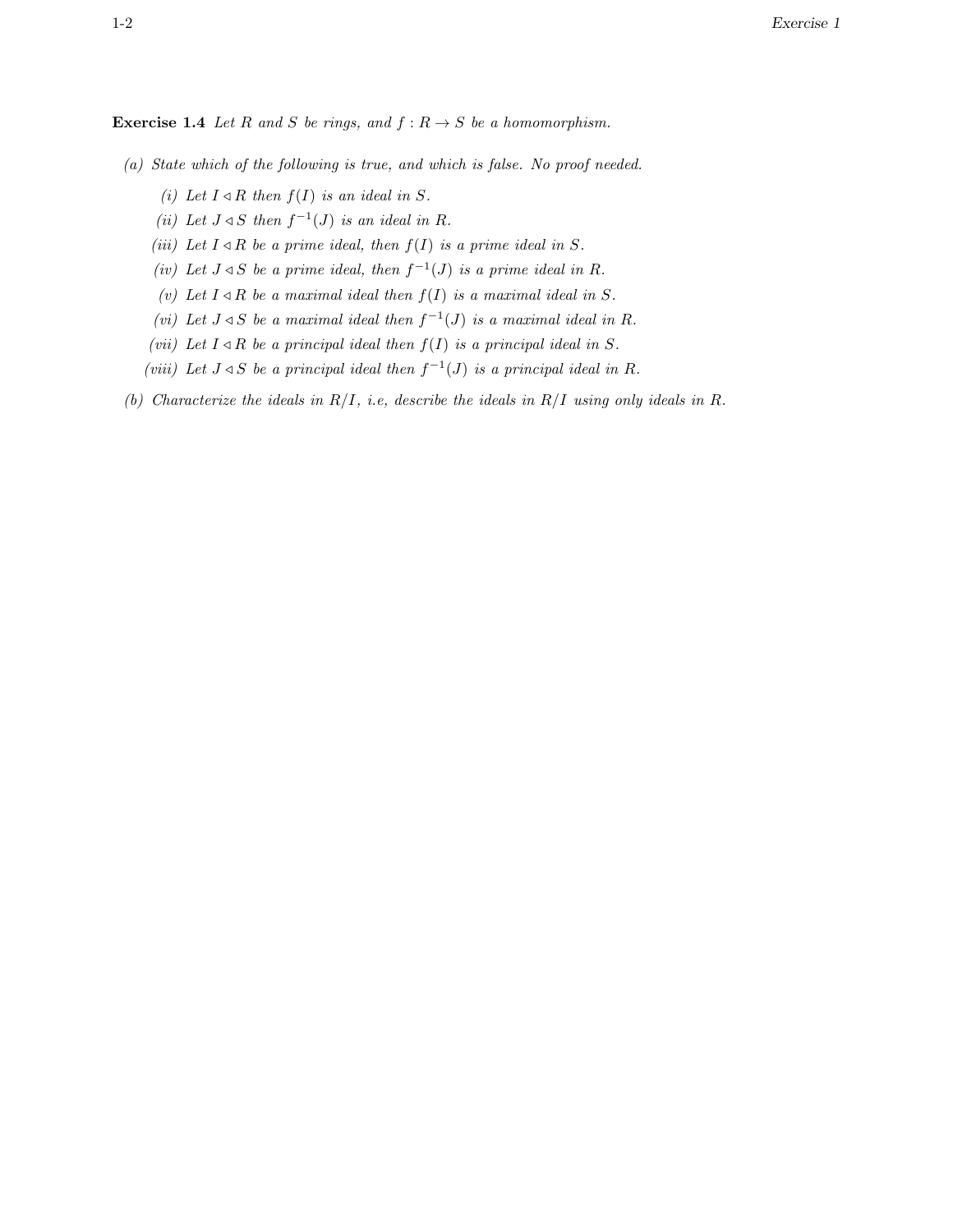**Exercise 1.4** *Let $R$ and $S$ be rings, and $f : R \to S$ be a homomorphism.*

*(a) State which of the following is true, and which is false. No proof needed.*

- *(i) Let $I \triangleleft R$ then $f(I)$ is an ideal in $S$.*
- *(ii) Let $J \triangleleft S$ then $f^{-1}(J)$ is an ideal in $R$.*
- *(iii) Let $I \triangleleft R$ be a prime ideal, then $f(I)$ is a prime ideal in $S$.*
- *(iv) Let $J \triangleleft S$ be a prime ideal, then $f^{-1}(J)$ is a prime ideal in $R$.*
- *(v) Let $I \triangleleft R$ be a maximal ideal then $f(I)$ is a maximal ideal in $S$.*
- *(vi) Let $J \triangleleft S$ be a maximal ideal then $f^{-1}(J)$ is a maximal ideal in $R$.*
- *(vii) Let $I \triangleleft R$ be a principal ideal then $f(I)$ is a principal ideal in $S$.*
- *(viii) Let $J \triangleleft S$ be a principal ideal then $f^{-1}(J)$ is a principal ideal in $R$.*

*(b) Characterize the ideals in $R/I$, i.e, describe the ideals in $R/I$ using only ideals in $R$.*